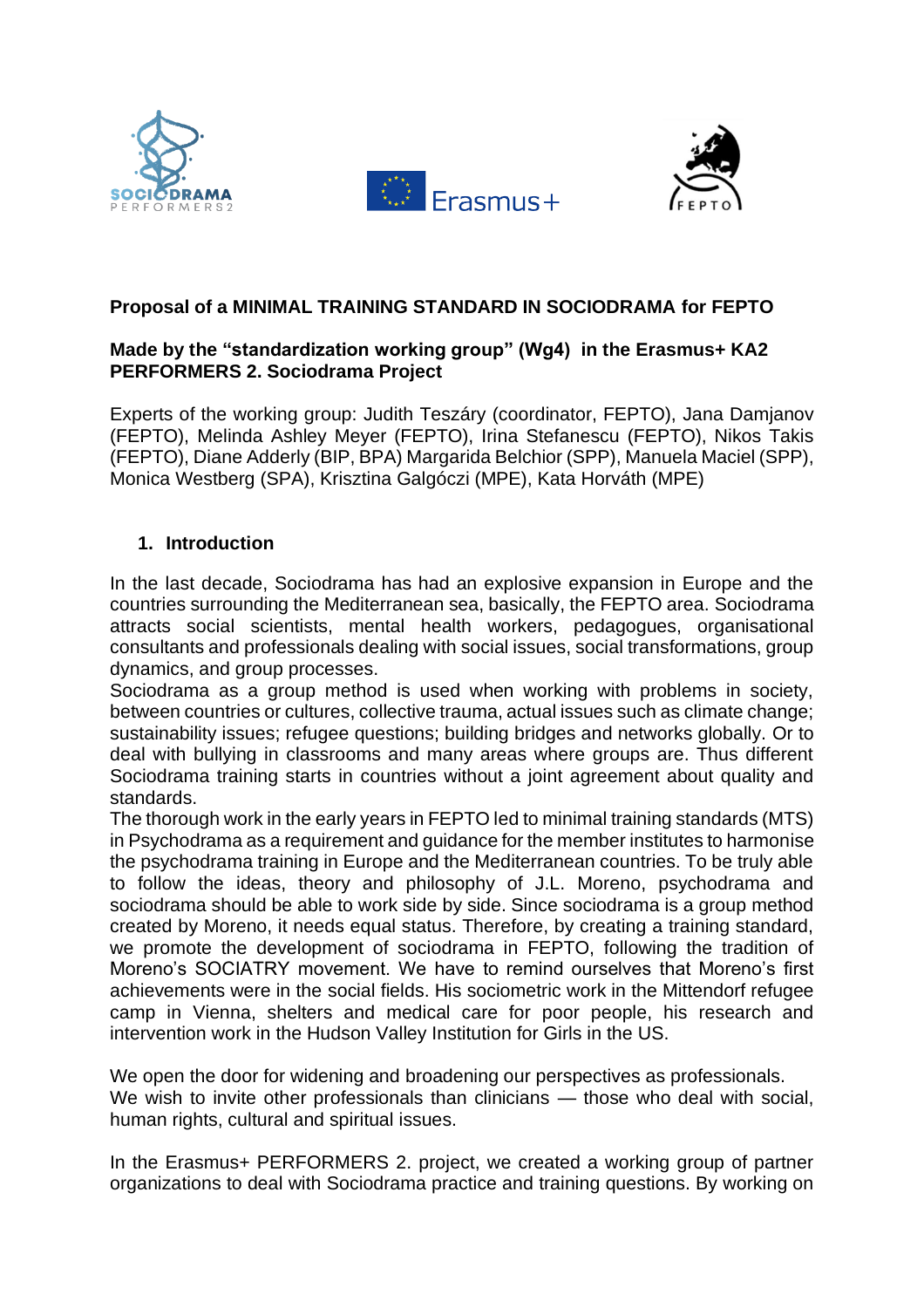**Proposal of a MINIMAL TRAINING STANDARD IN SOCIODRAMA for FEPTO**

**Made by the "standardization working group" (Wg4) in the Erasmus+ KA2 PERFORMERS 2. Sociodrama Project**

Experts of the working group: Judith Teszáry (coordinator, FEPTO), Jana Damjanov (FEPTO), Melinda Ashley Meyer (FEPTO), Irina Stefanescu (FEPTO), Nikos Takis (FEPTO), Diane Adderly (BIP, BPA) Margarida Belchior (SPP), Manuela Maciel (SPP), Monica Westberg (SPA), Krisztina Galgóczi (MPE), Kata Horváth (MPE)

## 1. Introduction

In the last decade, Sociodrama has had an explosive expansion in Europe and the countries surrounding the Mediterranean sea, basically, the FEPTO area. Sociodrama attracts social scientists, mental health workers, pedagogues, organisational consultants and professionals dealing with social issues, social transformations, group dynamics, and group processes.
Sociodrama as a group method is used when working with problems in society, between countries or cultures, collective trauma, actual issues such as climate change; sustainability issues; refugee questions; building bridges and networks globally. Or to deal with bullying in classrooms and many areas where groups are. Thus different Sociodrama training starts in countries without a joint agreement about quality and standards.
The thorough work in the early years in FEPTO led to minimal training standards (MTS) in Psychodrama as a requirement and guidance for the member institutes to harmonise the psychodrama training in Europe and the Mediterranean countries. To be truly able to follow the ideas, theory and philosophy of J.L. Moreno, psychodrama and sociodrama should be able to work side by side. Since sociodrama is a group method created by Moreno, it needs equal status. Therefore, by creating a training standard, we promote the development of sociodrama in FEPTO, following the tradition of Moreno's SOCIATRY movement. We have to remind ourselves that Moreno's first achievements were in the social fields. His sociometric work in the Mittendorf refugee camp in Vienna, shelters and medical care for poor people, his research and intervention work in the Hudson Valley Institution for Girls in the US.

We open the door for widening and broadening our perspectives as professionals.
We wish to invite other professionals than clinicians — those who deal with social, human rights, cultural and spiritual issues.

In the Erasmus+ PERFORMERS 2. project, we created a working group of partner organizations to deal with Sociodrama practice and training questions. By working on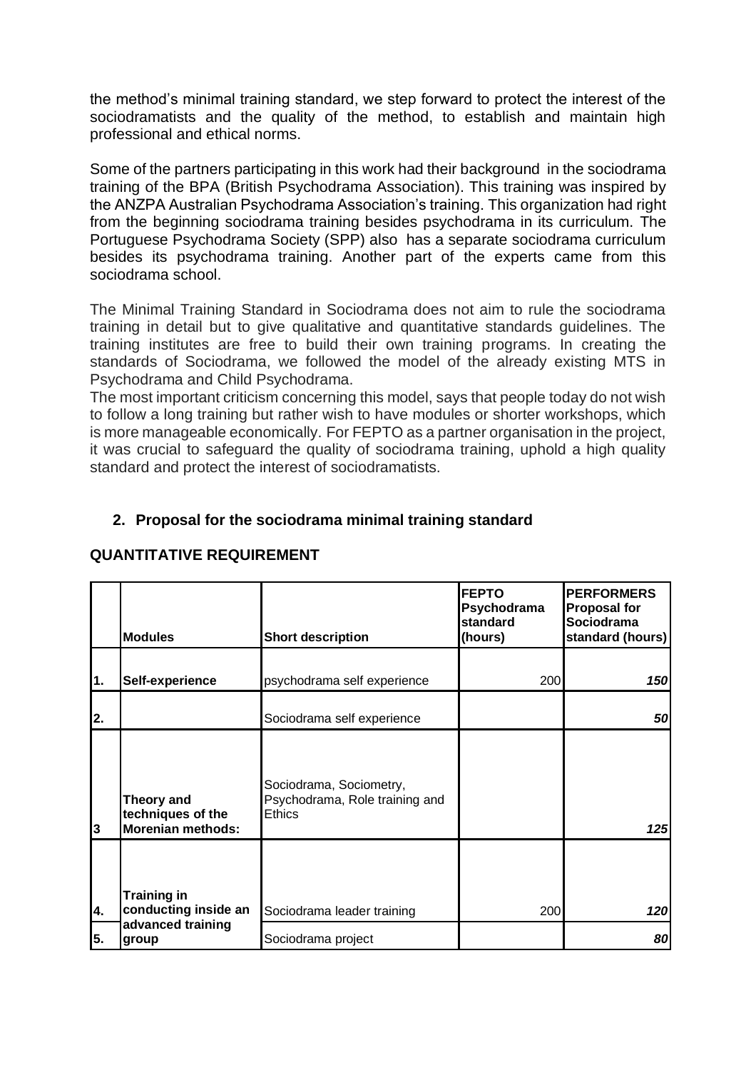the method's minimal training standard, we step forward to protect the interest of the sociodramatists and the quality of the method, to establish and maintain high professional and ethical norms.

Some of the partners participating in this work had their background in the sociodrama training of the BPA (British Psychodrama Association). This training was inspired by the ANZPA Australian Psychodrama Association's training. This organization had right from the beginning sociodrama training besides psychodrama in its curriculum. The Portuguese Psychodrama Society (SPP) also has a separate sociodrama curriculum besides its psychodrama training. Another part of the experts came from this sociodrama school.

The Minimal Training Standard in Sociodrama does not aim to rule the sociodrama training in detail but to give qualitative and quantitative standards guidelines. The training institutes are free to build their own training programs. In creating the standards of Sociodrama, we followed the model of the already existing MTS in Psychodrama and Child Psychodrama.

The most important criticism concerning this model, says that people today do not wish to follow a long training but rather wish to have modules or shorter workshops, which is more manageable economically. For FEPTO as a partner organisation in the project, it was crucial to safeguard the quality of sociodrama training, uphold a high quality standard and protect the interest of sociodramatists.

## 2. Proposal for the sociodrama minimal training standard

## QUANTITATIVE REQUIREMENT

| | **Modules** | **Short description** | **FEPTO Psychodrama standard (hours)** | **PERFORMERS Proposal for Sociodrama standard (hours)** |
|---|---|---|---|---|
| 1. | **Self-experience** | psychodrama self experience | 200 | ***150*** |
| 2. | | Sociodrama self experience | | ***50*** |
| 3 | **Theory and techniques of the Morenian methods:** | Sociodrama, Sociometry, Psychodrama, Role training and Ethics | | ***125*** |
| 4. | **Training in conducting inside an advanced training group** | Sociodrama leader training | 200 | ***120*** |
| 5. | | Sociodrama project | | ***80*** |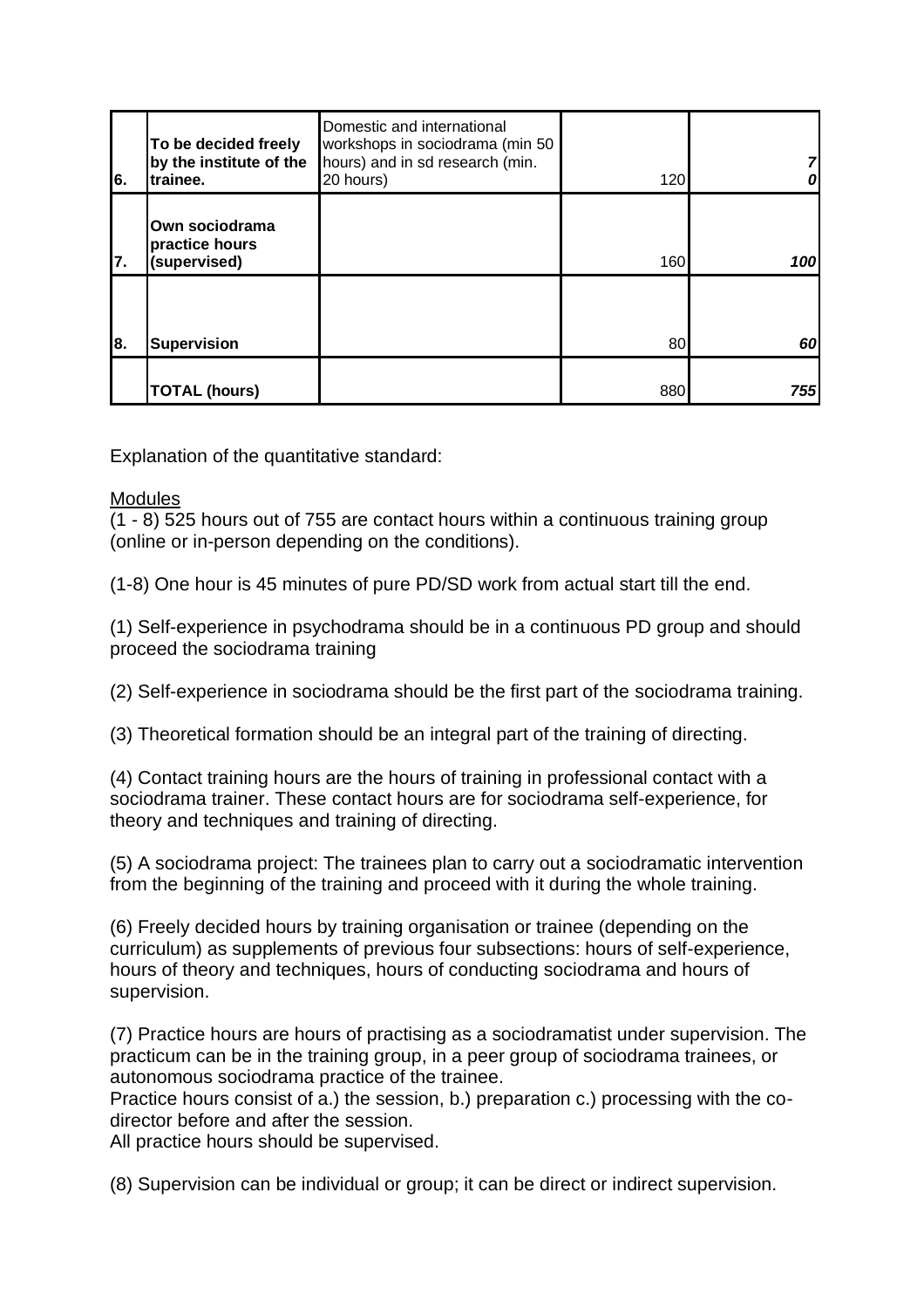| | | | | |
|---|---|---|---|---|
| 6. | **To be decided freely by the institute of the trainee.** | Domestic and international workshops in sociodrama (min 50 hours) and in sd research (min. 20 hours) | 120 | ***70*** |
| 7. | **Own sociodrama practice hours (supervised)** | | 160 | ***100*** |
| 8. | **Supervision** | | 80 | ***60*** |
| | **TOTAL (hours)** | | 880 | ***755*** |

Explanation of the quantitative standard:

Modules

(1 - 8) 525 hours out of 755 are contact hours within a continuous training group (online or in-person depending on the conditions).

(1-8) One hour is 45 minutes of pure PD/SD work from actual start till the end.

(1) Self-experience in psychodrama should be in a continuous PD group and should proceed the sociodrama training

(2) Self-experience in sociodrama should be the first part of the sociodrama training.

(3) Theoretical formation should be an integral part of the training of directing.

(4) Contact training hours are the hours of training in professional contact with a sociodrama trainer. These contact hours are for sociodrama self-experience, for theory and techniques and training of directing.

(5) A sociodrama project: The trainees plan to carry out a sociodramatic intervention from the beginning of the training and proceed with it during the whole training.

(6) Freely decided hours by training organisation or trainee (depending on the curriculum) as supplements of previous four subsections: hours of self-experience, hours of theory and techniques, hours of conducting sociodrama and hours of supervision.

(7) Practice hours are hours of practising as a sociodramatist under supervision. The practicum can be in the training group, in a peer group of sociodrama trainees, or autonomous sociodrama practice of the trainee.
Practice hours consist of a.) the session, b.) preparation c.) processing with the co-director before and after the session.
All practice hours should be supervised.

(8) Supervision can be individual or group; it can be direct or indirect supervision.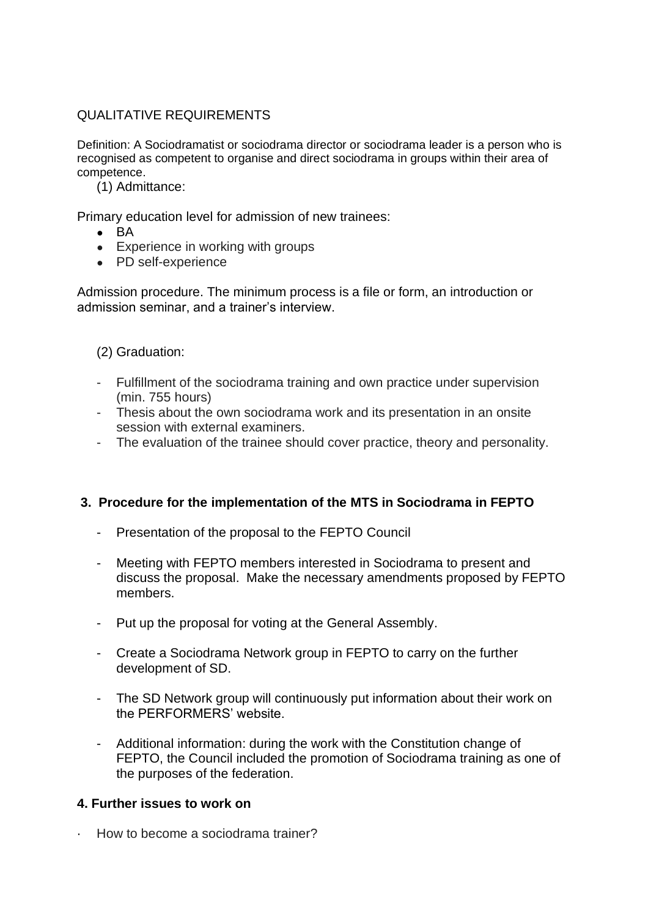QUALITATIVE REQUIREMENTS

Definition: A Sociodramatist or sociodrama director or sociodrama leader is a person who is recognised as competent to organise and direct sociodrama in groups within their area of competence.

(1) Admittance:

Primary education level for admission of new trainees:

- BA
- Experience in working with groups
- PD self-experience

Admission procedure. The minimum process is a file or form, an introduction or admission seminar, and a trainer's interview.

(2) Graduation:

- Fulfillment of the sociodrama training and own practice under supervision (min. 755 hours)
- Thesis about the own sociodrama work and its presentation in an onsite session with external examiners.
- The evaluation of the trainee should cover practice, theory and personality.

## 3. Procedure for the implementation of the MTS in Sociodrama in FEPTO

- Presentation of the proposal to the FEPTO Council
- Meeting with FEPTO members interested in Sociodrama to present and discuss the proposal. Make the necessary amendments proposed by FEPTO members.
- Put up the proposal for voting at the General Assembly.
- Create a Sociodrama Network group in FEPTO to carry on the further development of SD.
- The SD Network group will continuously put information about their work on the PERFORMERS' website.
- Additional information: during the work with the Constitution change of FEPTO, the Council included the promotion of Sociodrama training as one of the purposes of the federation.

## 4. Further issues to work on

- How to become a sociodrama trainer?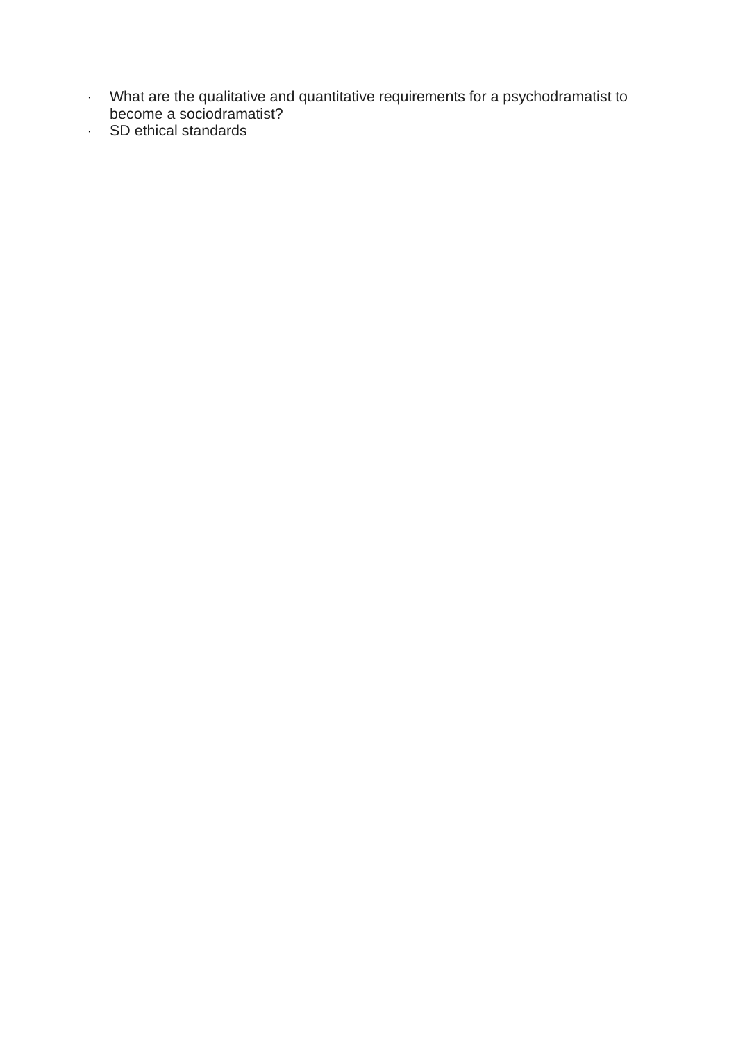- What are the qualitative and quantitative requirements for a psychodramatist to become a sociodramatist?
- SD ethical standards